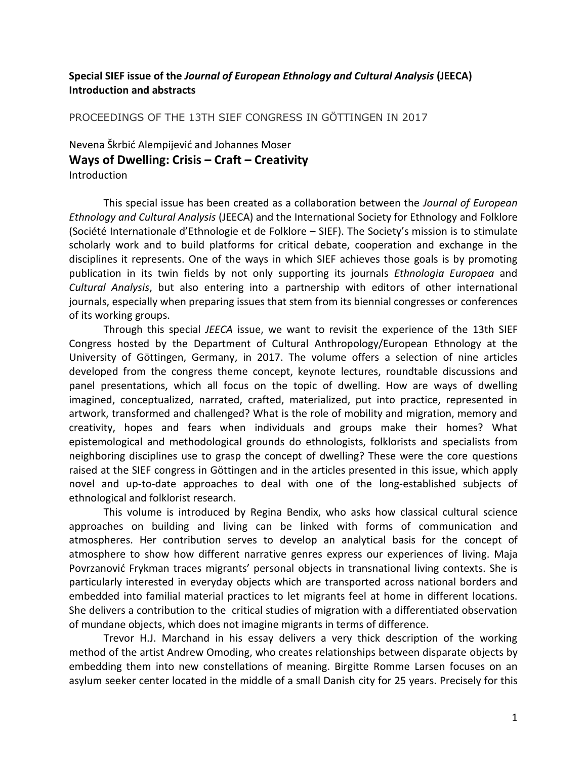**Special SIEF issue of the *Journal of European Ethnology and Cultural Analysis* (JEECA)**
**Introduction and abstracts**

PROCEEDINGS OF THE 13TH SIEF CONGRESS IN GÖTTINGEN IN 2017

Nevena Škrbić Alempijević and Johannes Moser

## Ways of Dwelling: Crisis – Craft – Creativity

Introduction

This special issue has been created as a collaboration between the *Journal of European Ethnology and Cultural Analysis* (JEECA) and the International Society for Ethnology and Folklore (Société Internationale d'Ethnologie et de Folklore – SIEF). The Society's mission is to stimulate scholarly work and to build platforms for critical debate, cooperation and exchange in the disciplines it represents. One of the ways in which SIEF achieves those goals is by promoting publication in its twin fields by not only supporting its journals *Ethnologia Europaea* and *Cultural Analysis*, but also entering into a partnership with editors of other international journals, especially when preparing issues that stem from its biennial congresses or conferences of its working groups.

Through this special *JEECA* issue, we want to revisit the experience of the 13th SIEF Congress hosted by the Department of Cultural Anthropology/European Ethnology at the University of Göttingen, Germany, in 2017. The volume offers a selection of nine articles developed from the congress theme concept, keynote lectures, roundtable discussions and panel presentations, which all focus on the topic of dwelling. How are ways of dwelling imagined, conceptualized, narrated, crafted, materialized, put into practice, represented in artwork, transformed and challenged? What is the role of mobility and migration, memory and creativity, hopes and fears when individuals and groups make their homes? What epistemological and methodological grounds do ethnologists, folklorists and specialists from neighboring disciplines use to grasp the concept of dwelling? These were the core questions raised at the SIEF congress in Göttingen and in the articles presented in this issue, which apply novel and up-to-date approaches to deal with one of the long-established subjects of ethnological and folklorist research.

This volume is introduced by Regina Bendix, who asks how classical cultural science approaches on building and living can be linked with forms of communication and atmospheres. Her contribution serves to develop an analytical basis for the concept of atmosphere to show how different narrative genres express our experiences of living. Maja Povrzanović Frykman traces migrants' personal objects in transnational living contexts. She is particularly interested in everyday objects which are transported across national borders and embedded into familial material practices to let migrants feel at home in different locations. She delivers a contribution to the critical studies of migration with a differentiated observation of mundane objects, which does not imagine migrants in terms of difference.

Trevor H.J. Marchand in his essay delivers a very thick description of the working method of the artist Andrew Omoding, who creates relationships between disparate objects by embedding them into new constellations of meaning. Birgitte Romme Larsen focuses on an asylum seeker center located in the middle of a small Danish city for 25 years. Precisely for this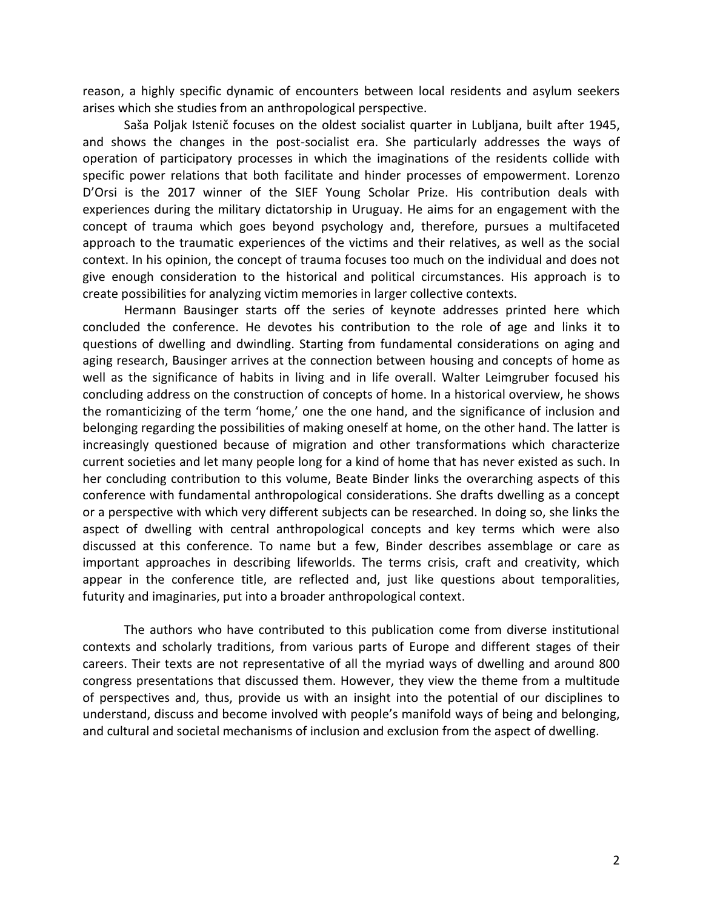reason, a highly specific dynamic of encounters between local residents and asylum seekers arises which she studies from an anthropological perspective.

Saša Poljak Istenič focuses on the oldest socialist quarter in Lubljana, built after 1945, and shows the changes in the post-socialist era. She particularly addresses the ways of operation of participatory processes in which the imaginations of the residents collide with specific power relations that both facilitate and hinder processes of empowerment. Lorenzo D'Orsi is the 2017 winner of the SIEF Young Scholar Prize. His contribution deals with experiences during the military dictatorship in Uruguay. He aims for an engagement with the concept of trauma which goes beyond psychology and, therefore, pursues a multifaceted approach to the traumatic experiences of the victims and their relatives, as well as the social context. In his opinion, the concept of trauma focuses too much on the individual and does not give enough consideration to the historical and political circumstances. His approach is to create possibilities for analyzing victim memories in larger collective contexts.

Hermann Bausinger starts off the series of keynote addresses printed here which concluded the conference. He devotes his contribution to the role of age and links it to questions of dwelling and dwindling. Starting from fundamental considerations on aging and aging research, Bausinger arrives at the connection between housing and concepts of home as well as the significance of habits in living and in life overall. Walter Leimgruber focused his concluding address on the construction of concepts of home. In a historical overview, he shows the romanticizing of the term 'home,' one the one hand, and the significance of inclusion and belonging regarding the possibilities of making oneself at home, on the other hand. The latter is increasingly questioned because of migration and other transformations which characterize current societies and let many people long for a kind of home that has never existed as such. In her concluding contribution to this volume, Beate Binder links the overarching aspects of this conference with fundamental anthropological considerations. She drafts dwelling as a concept or a perspective with which very different subjects can be researched. In doing so, she links the aspect of dwelling with central anthropological concepts and key terms which were also discussed at this conference. To name but a few, Binder describes assemblage or care as important approaches in describing lifeworlds. The terms crisis, craft and creativity, which appear in the conference title, are reflected and, just like questions about temporalities, futurity and imaginaries, put into a broader anthropological context.

The authors who have contributed to this publication come from diverse institutional contexts and scholarly traditions, from various parts of Europe and different stages of their careers. Their texts are not representative of all the myriad ways of dwelling and around 800 congress presentations that discussed them. However, they view the theme from a multitude of perspectives and, thus, provide us with an insight into the potential of our disciplines to understand, discuss and become involved with people's manifold ways of being and belonging, and cultural and societal mechanisms of inclusion and exclusion from the aspect of dwelling.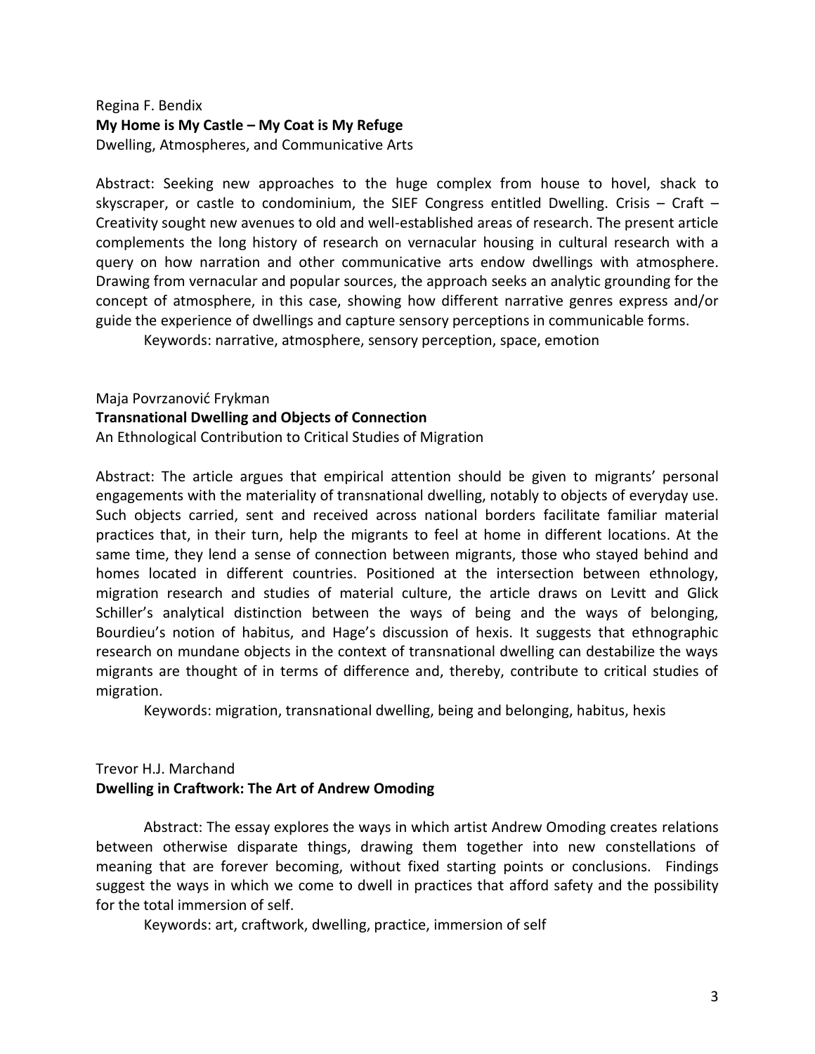Regina F. Bendix

**My Home is My Castle – My Coat is My Refuge**

Dwelling, Atmospheres, and Communicative Arts

Abstract: Seeking new approaches to the huge complex from house to hovel, shack to skyscraper, or castle to condominium, the SIEF Congress entitled Dwelling. Crisis – Craft – Creativity sought new avenues to old and well-established areas of research. The present article complements the long history of research on vernacular housing in cultural research with a query on how narration and other communicative arts endow dwellings with atmosphere. Drawing from vernacular and popular sources, the approach seeks an analytic grounding for the concept of atmosphere, in this case, showing how different narrative genres express and/or guide the experience of dwellings and capture sensory perceptions in communicable forms.

Keywords: narrative, atmosphere, sensory perception, space, emotion

Maja Povrzanović Frykman

**Transnational Dwelling and Objects of Connection**

An Ethnological Contribution to Critical Studies of Migration

Abstract: The article argues that empirical attention should be given to migrants' personal engagements with the materiality of transnational dwelling, notably to objects of everyday use. Such objects carried, sent and received across national borders facilitate familiar material practices that, in their turn, help the migrants to feel at home in different locations. At the same time, they lend a sense of connection between migrants, those who stayed behind and homes located in different countries. Positioned at the intersection between ethnology, migration research and studies of material culture, the article draws on Levitt and Glick Schiller's analytical distinction between the ways of being and the ways of belonging, Bourdieu's notion of habitus, and Hage's discussion of hexis. It suggests that ethnographic research on mundane objects in the context of transnational dwelling can destabilize the ways migrants are thought of in terms of difference and, thereby, contribute to critical studies of migration.

Keywords: migration, transnational dwelling, being and belonging, habitus, hexis

Trevor H.J. Marchand

**Dwelling in Craftwork: The Art of Andrew Omoding**

Abstract: The essay explores the ways in which artist Andrew Omoding creates relations between otherwise disparate things, drawing them together into new constellations of meaning that are forever becoming, without fixed starting points or conclusions. Findings suggest the ways in which we come to dwell in practices that afford safety and the possibility for the total immersion of self.

Keywords: art, craftwork, dwelling, practice, immersion of self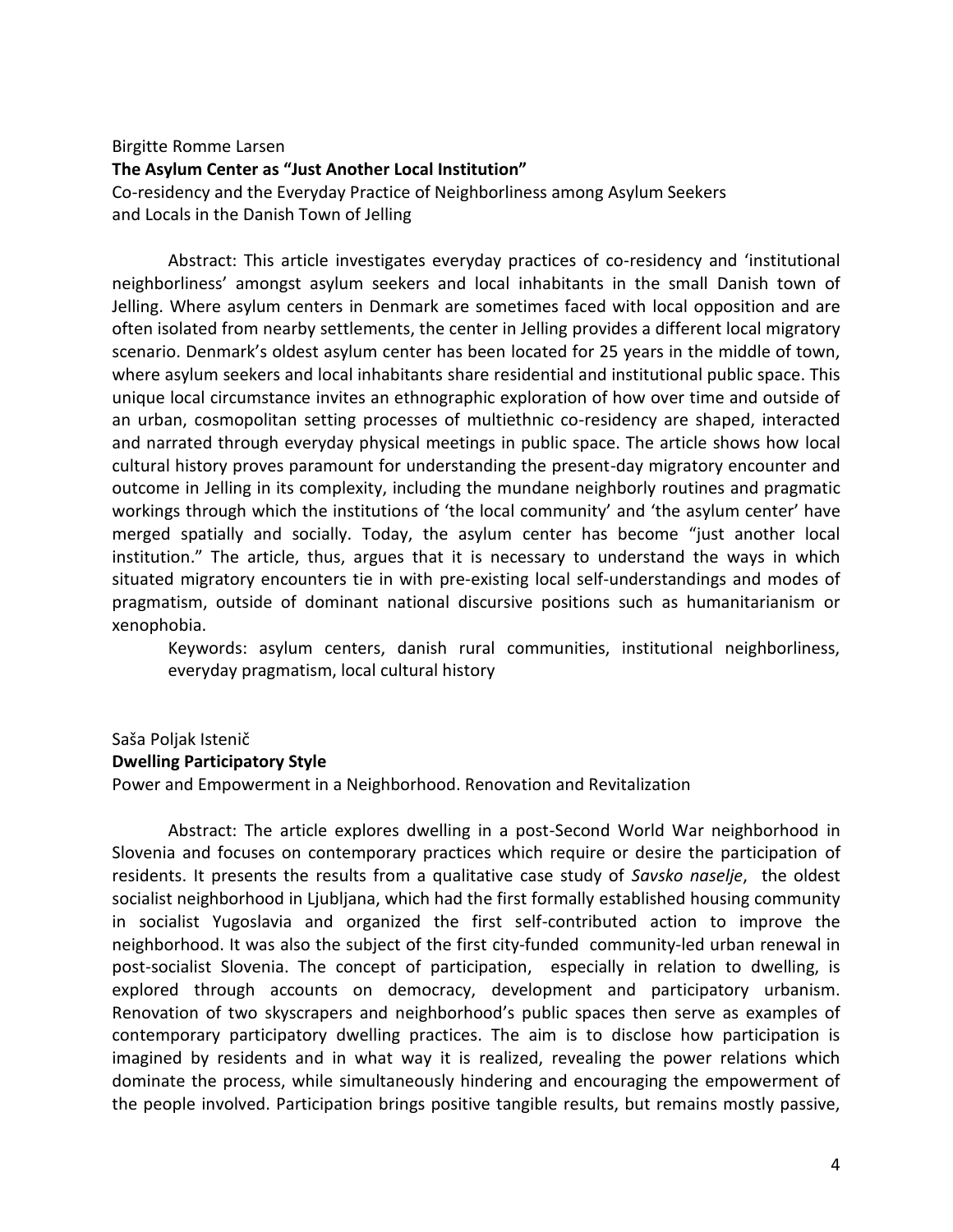Birgitte Romme Larsen

**The Asylum Center as "Just Another Local Institution"**

Co-residency and the Everyday Practice of Neighborliness among Asylum Seekers and Locals in the Danish Town of Jelling

Abstract: This article investigates everyday practices of co-residency and 'institutional neighborliness' amongst asylum seekers and local inhabitants in the small Danish town of Jelling. Where asylum centers in Denmark are sometimes faced with local opposition and are often isolated from nearby settlements, the center in Jelling provides a different local migratory scenario. Denmark's oldest asylum center has been located for 25 years in the middle of town, where asylum seekers and local inhabitants share residential and institutional public space. This unique local circumstance invites an ethnographic exploration of how over time and outside of an urban, cosmopolitan setting processes of multiethnic co-residency are shaped, interacted and narrated through everyday physical meetings in public space. The article shows how local cultural history proves paramount for understanding the present-day migratory encounter and outcome in Jelling in its complexity, including the mundane neighborly routines and pragmatic workings through which the institutions of 'the local community' and 'the asylum center' have merged spatially and socially. Today, the asylum center has become "just another local institution." The article, thus, argues that it is necessary to understand the ways in which situated migratory encounters tie in with pre-existing local self-understandings and modes of pragmatism, outside of dominant national discursive positions such as humanitarianism or xenophobia.

Keywords: asylum centers, danish rural communities, institutional neighborliness, everyday pragmatism, local cultural history

Saša Poljak Istenič

**Dwelling Participatory Style**

Power and Empowerment in a Neighborhood. Renovation and Revitalization

Abstract: The article explores dwelling in a post-Second World War neighborhood in Slovenia and focuses on contemporary practices which require or desire the participation of residents. It presents the results from a qualitative case study of *Savsko naselje*, the oldest socialist neighborhood in Ljubljana, which had the first formally established housing community in socialist Yugoslavia and organized the first self-contributed action to improve the neighborhood. It was also the subject of the first city-funded community-led urban renewal in post-socialist Slovenia. The concept of participation, especially in relation to dwelling, is explored through accounts on democracy, development and participatory urbanism. Renovation of two skyscrapers and neighborhood's public spaces then serve as examples of contemporary participatory dwelling practices. The aim is to disclose how participation is imagined by residents and in what way it is realized, revealing the power relations which dominate the process, while simultaneously hindering and encouraging the empowerment of the people involved. Participation brings positive tangible results, but remains mostly passive,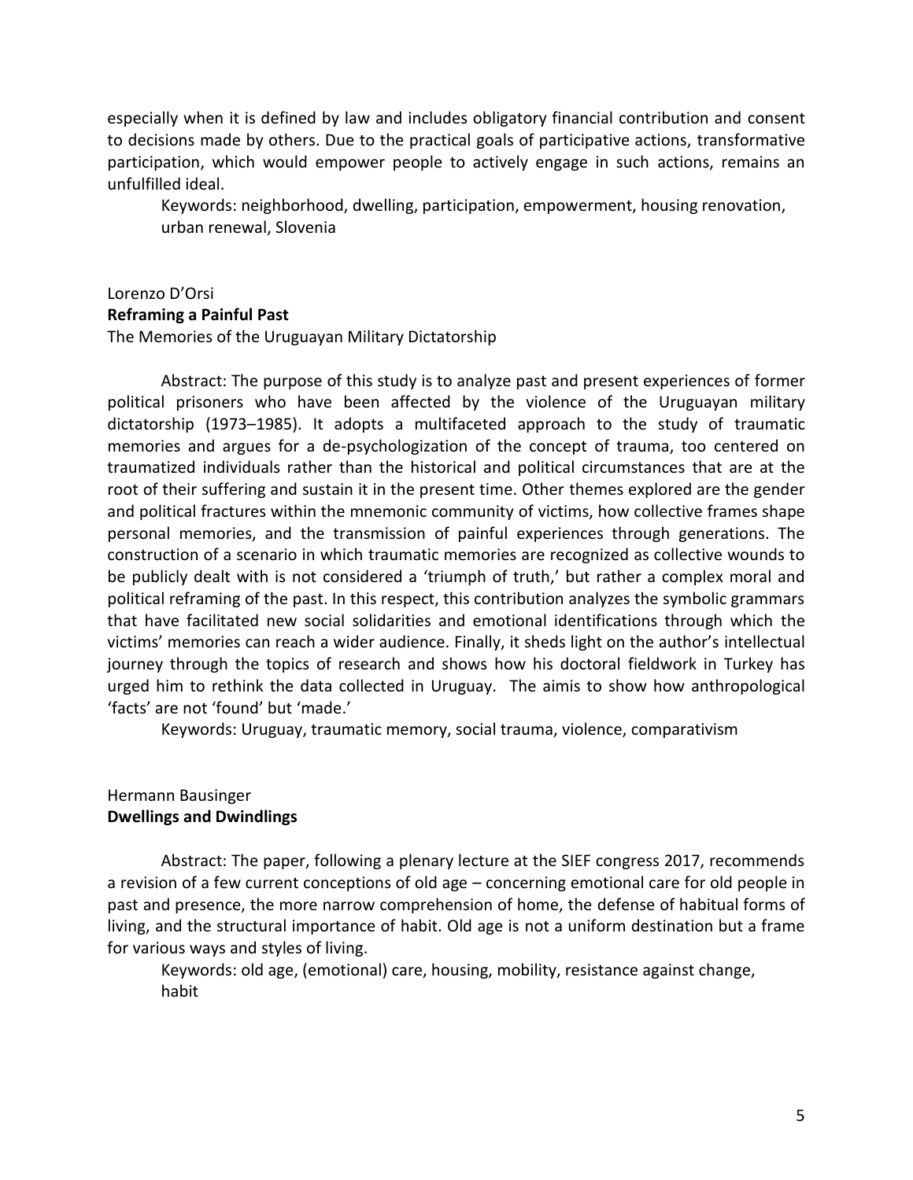especially when it is defined by law and includes obligatory financial contribution and consent to decisions made by others. Due to the practical goals of participative actions, transformative participation, which would empower people to actively engage in such actions, remains an unfulfilled ideal.

Keywords: neighborhood, dwelling, participation, empowerment, housing renovation, urban renewal, Slovenia

Lorenzo D'Orsi

**Reframing a Painful Past**

The Memories of the Uruguayan Military Dictatorship

Abstract: The purpose of this study is to analyze past and present experiences of former political prisoners who have been affected by the violence of the Uruguayan military dictatorship (1973–1985). It adopts a multifaceted approach to the study of traumatic memories and argues for a de-psychologization of the concept of trauma, too centered on traumatized individuals rather than the historical and political circumstances that are at the root of their suffering and sustain it in the present time. Other themes explored are the gender and political fractures within the mnemonic community of victims, how collective frames shape personal memories, and the transmission of painful experiences through generations. The construction of a scenario in which traumatic memories are recognized as collective wounds to be publicly dealt with is not considered a 'triumph of truth,' but rather a complex moral and political reframing of the past. In this respect, this contribution analyzes the symbolic grammars that have facilitated new social solidarities and emotional identifications through which the victims' memories can reach a wider audience. Finally, it sheds light on the author's intellectual journey through the topics of research and shows how his doctoral fieldwork in Turkey has urged him to rethink the data collected in Uruguay. The aimis to show how anthropological 'facts' are not 'found' but 'made.'

Keywords: Uruguay, traumatic memory, social trauma, violence, comparativism

Hermann Bausinger

**Dwellings and Dwindlings**

Abstract: The paper, following a plenary lecture at the SIEF congress 2017, recommends a revision of a few current conceptions of old age – concerning emotional care for old people in past and presence, the more narrow comprehension of home, the defense of habitual forms of living, and the structural importance of habit. Old age is not a uniform destination but a frame for various ways and styles of living.

Keywords: old age, (emotional) care, housing, mobility, resistance against change, habit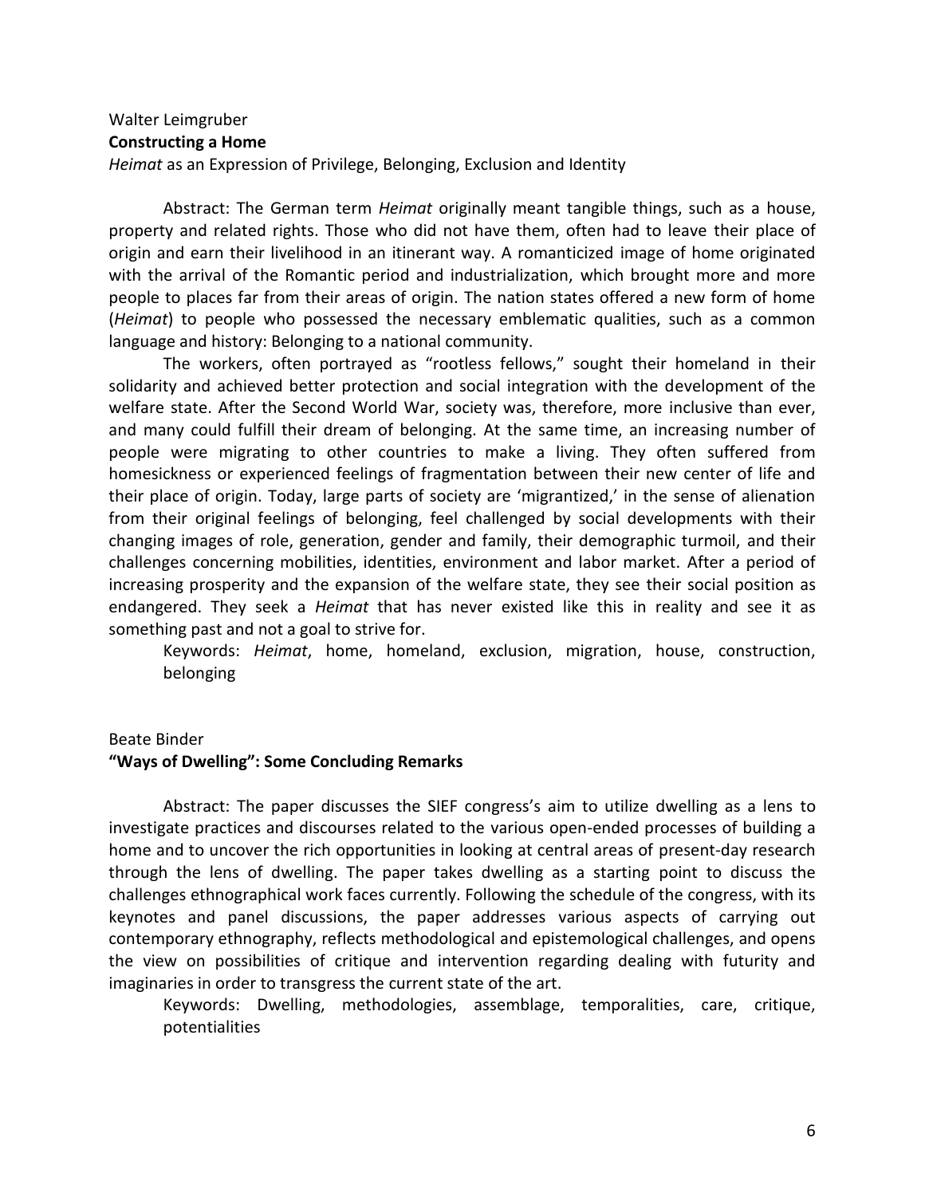Walter Leimgruber

**Constructing a Home**

*Heimat* as an Expression of Privilege, Belonging, Exclusion and Identity

Abstract: The German term *Heimat* originally meant tangible things, such as a house, property and related rights. Those who did not have them, often had to leave their place of origin and earn their livelihood in an itinerant way. A romanticized image of home originated with the arrival of the Romantic period and industrialization, which brought more and more people to places far from their areas of origin. The nation states offered a new form of home (*Heimat*) to people who possessed the necessary emblematic qualities, such as a common language and history: Belonging to a national community.

The workers, often portrayed as "rootless fellows," sought their homeland in their solidarity and achieved better protection and social integration with the development of the welfare state. After the Second World War, society was, therefore, more inclusive than ever, and many could fulfill their dream of belonging. At the same time, an increasing number of people were migrating to other countries to make a living. They often suffered from homesickness or experienced feelings of fragmentation between their new center of life and their place of origin. Today, large parts of society are 'migrantized,' in the sense of alienation from their original feelings of belonging, feel challenged by social developments with their changing images of role, generation, gender and family, their demographic turmoil, and their challenges concerning mobilities, identities, environment and labor market. After a period of increasing prosperity and the expansion of the welfare state, they see their social position as endangered. They seek a *Heimat* that has never existed like this in reality and see it as something past and not a goal to strive for.

Keywords: *Heimat*, home, homeland, exclusion, migration, house, construction, belonging

Beate Binder

**"Ways of Dwelling": Some Concluding Remarks**

Abstract: The paper discusses the SIEF congress's aim to utilize dwelling as a lens to investigate practices and discourses related to the various open-ended processes of building a home and to uncover the rich opportunities in looking at central areas of present-day research through the lens of dwelling. The paper takes dwelling as a starting point to discuss the challenges ethnographical work faces currently. Following the schedule of the congress, with its keynotes and panel discussions, the paper addresses various aspects of carrying out contemporary ethnography, reflects methodological and epistemological challenges, and opens the view on possibilities of critique and intervention regarding dealing with futurity and imaginaries in order to transgress the current state of the art.

Keywords: Dwelling, methodologies, assemblage, temporalities, care, critique, potentialities